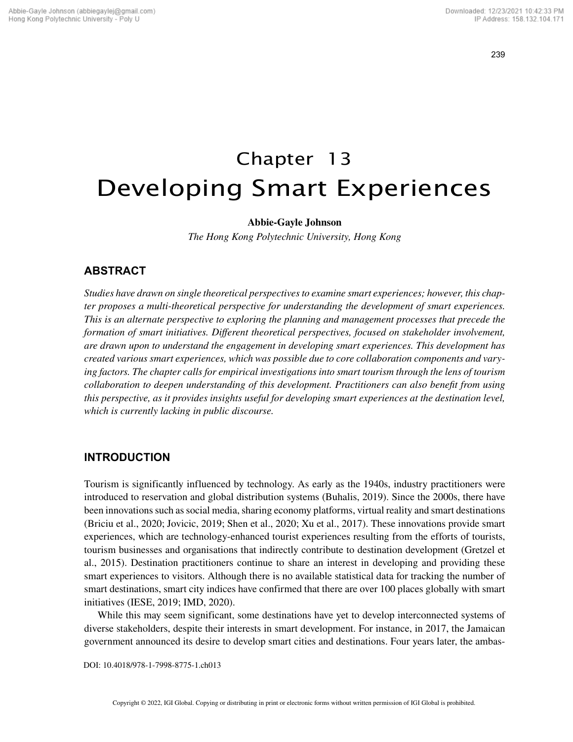# Chapter 13
# Developing Smart Experiences

**Abbie-Gayle Johnson**
*The Hong Kong Polytechnic University, Hong Kong*

## ABSTRACT

*Studies have drawn on single theoretical perspectives to examine smart experiences; however, this chapter proposes a multi-theoretical perspective for understanding the development of smart experiences. This is an alternate perspective to exploring the planning and management processes that precede the formation of smart initiatives. Different theoretical perspectives, focused on stakeholder involvement, are drawn upon to understand the engagement in developing smart experiences. This development has created various smart experiences, which was possible due to core collaboration components and varying factors. The chapter calls for empirical investigations into smart tourism through the lens of tourism collaboration to deepen understanding of this development. Practitioners can also benefit from using this perspective, as it provides insights useful for developing smart experiences at the destination level, which is currently lacking in public discourse.*

## INTRODUCTION

Tourism is significantly influenced by technology. As early as the 1940s, industry practitioners were introduced to reservation and global distribution systems (Buhalis, 2019). Since the 2000s, there have been innovations such as social media, sharing economy platforms, virtual reality and smart destinations (Briciu et al., 2020; Jovicic, 2019; Shen et al., 2020; Xu et al., 2017). These innovations provide smart experiences, which are technology-enhanced tourist experiences resulting from the efforts of tourists, tourism businesses and organisations that indirectly contribute to destination development (Gretzel et al., 2015). Destination practitioners continue to share an interest in developing and providing these smart experiences to visitors. Although there is no available statistical data for tracking the number of smart destinations, smart city indices have confirmed that there are over 100 places globally with smart initiatives (IESE, 2019; IMD, 2020).

While this may seem significant, some destinations have yet to develop interconnected systems of diverse stakeholders, despite their interests in smart development. For instance, in 2017, the Jamaican government announced its desire to develop smart cities and destinations. Four years later, the ambas-

DOI: 10.4018/978-1-7998-8775-1.ch013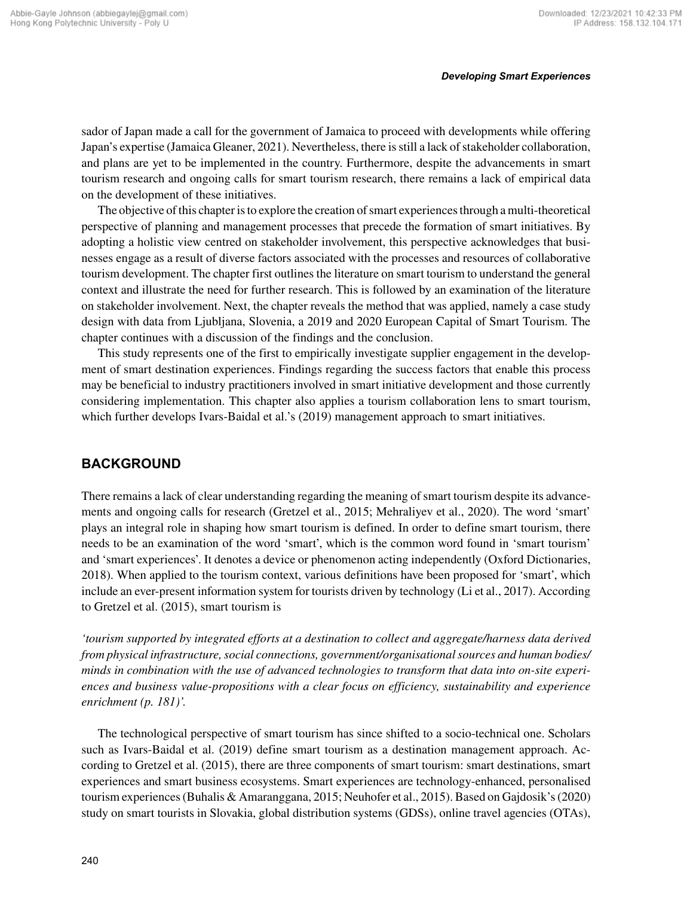sador of Japan made a call for the government of Jamaica to proceed with developments while offering Japan's expertise (Jamaica Gleaner, 2021). Nevertheless, there is still a lack of stakeholder collaboration, and plans are yet to be implemented in the country. Furthermore, despite the advancements in smart tourism research and ongoing calls for smart tourism research, there remains a lack of empirical data on the development of these initiatives.

The objective of this chapter is to explore the creation of smart experiences through a multi-theoretical perspective of planning and management processes that precede the formation of smart initiatives. By adopting a holistic view centred on stakeholder involvement, this perspective acknowledges that businesses engage as a result of diverse factors associated with the processes and resources of collaborative tourism development. The chapter first outlines the literature on smart tourism to understand the general context and illustrate the need for further research. This is followed by an examination of the literature on stakeholder involvement. Next, the chapter reveals the method that was applied, namely a case study design with data from Ljubljana, Slovenia, a 2019 and 2020 European Capital of Smart Tourism. The chapter continues with a discussion of the findings and the conclusion.

This study represents one of the first to empirically investigate supplier engagement in the development of smart destination experiences. Findings regarding the success factors that enable this process may be beneficial to industry practitioners involved in smart initiative development and those currently considering implementation. This chapter also applies a tourism collaboration lens to smart tourism, which further develops Ivars-Baidal et al.'s (2019) management approach to smart initiatives.

## BACKGROUND

There remains a lack of clear understanding regarding the meaning of smart tourism despite its advancements and ongoing calls for research (Gretzel et al., 2015; Mehraliyev et al., 2020). The word 'smart' plays an integral role in shaping how smart tourism is defined. In order to define smart tourism, there needs to be an examination of the word 'smart', which is the common word found in 'smart tourism' and 'smart experiences'. It denotes a device or phenomenon acting independently (Oxford Dictionaries, 2018). When applied to the tourism context, various definitions have been proposed for 'smart', which include an ever-present information system for tourists driven by technology (Li et al., 2017). According to Gretzel et al. (2015), smart tourism is

*'tourism supported by integrated efforts at a destination to collect and aggregate/harness data derived from physical infrastructure, social connections, government/organisational sources and human bodies/minds in combination with the use of advanced technologies to transform that data into on-site experiences and business value-propositions with a clear focus on efficiency, sustainability and experience enrichment (p. 181)'.*

The technological perspective of smart tourism has since shifted to a socio-technical one. Scholars such as Ivars-Baidal et al. (2019) define smart tourism as a destination management approach. According to Gretzel et al. (2015), there are three components of smart tourism: smart destinations, smart experiences and smart business ecosystems. Smart experiences are technology-enhanced, personalised tourism experiences (Buhalis & Amaranggana, 2015; Neuhofer et al., 2015). Based on Gajdosik's (2020) study on smart tourists in Slovakia, global distribution systems (GDSs), online travel agencies (OTAs),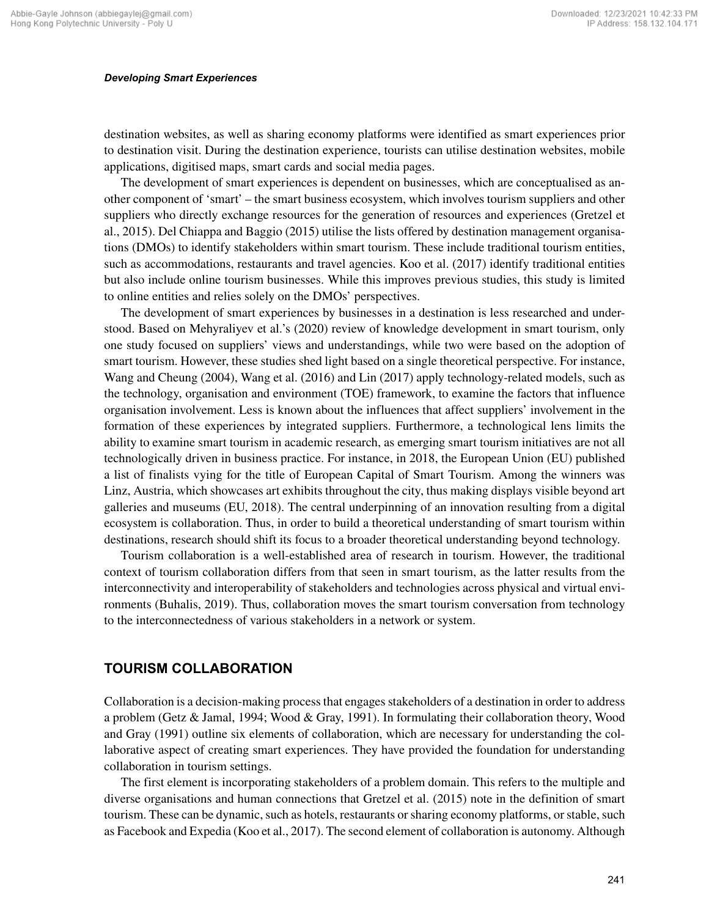destination websites, as well as sharing economy platforms were identified as smart experiences prior to destination visit. During the destination experience, tourists can utilise destination websites, mobile applications, digitised maps, smart cards and social media pages.

The development of smart experiences is dependent on businesses, which are conceptualised as another component of 'smart' – the smart business ecosystem, which involves tourism suppliers and other suppliers who directly exchange resources for the generation of resources and experiences (Gretzel et al., 2015). Del Chiappa and Baggio (2015) utilise the lists offered by destination management organisations (DMOs) to identify stakeholders within smart tourism. These include traditional tourism entities, such as accommodations, restaurants and travel agencies. Koo et al. (2017) identify traditional entities but also include online tourism businesses. While this improves previous studies, this study is limited to online entities and relies solely on the DMOs' perspectives.

The development of smart experiences by businesses in a destination is less researched and understood. Based on Mehyraliyev et al.'s (2020) review of knowledge development in smart tourism, only one study focused on suppliers' views and understandings, while two were based on the adoption of smart tourism. However, these studies shed light based on a single theoretical perspective. For instance, Wang and Cheung (2004), Wang et al. (2016) and Lin (2017) apply technology-related models, such as the technology, organisation and environment (TOE) framework, to examine the factors that influence organisation involvement. Less is known about the influences that affect suppliers' involvement in the formation of these experiences by integrated suppliers. Furthermore, a technological lens limits the ability to examine smart tourism in academic research, as emerging smart tourism initiatives are not all technologically driven in business practice. For instance, in 2018, the European Union (EU) published a list of finalists vying for the title of European Capital of Smart Tourism. Among the winners was Linz, Austria, which showcases art exhibits throughout the city, thus making displays visible beyond art galleries and museums (EU, 2018). The central underpinning of an innovation resulting from a digital ecosystem is collaboration. Thus, in order to build a theoretical understanding of smart tourism within destinations, research should shift its focus to a broader theoretical understanding beyond technology.

Tourism collaboration is a well-established area of research in tourism. However, the traditional context of tourism collaboration differs from that seen in smart tourism, as the latter results from the interconnectivity and interoperability of stakeholders and technologies across physical and virtual environments (Buhalis, 2019). Thus, collaboration moves the smart tourism conversation from technology to the interconnectedness of various stakeholders in a network or system.

## TOURISM COLLABORATION

Collaboration is a decision-making process that engages stakeholders of a destination in order to address a problem (Getz & Jamal, 1994; Wood & Gray, 1991). In formulating their collaboration theory, Wood and Gray (1991) outline six elements of collaboration, which are necessary for understanding the collaborative aspect of creating smart experiences. They have provided the foundation for understanding collaboration in tourism settings.

The first element is incorporating stakeholders of a problem domain. This refers to the multiple and diverse organisations and human connections that Gretzel et al. (2015) note in the definition of smart tourism. These can be dynamic, such as hotels, restaurants or sharing economy platforms, or stable, such as Facebook and Expedia (Koo et al., 2017). The second element of collaboration is autonomy. Although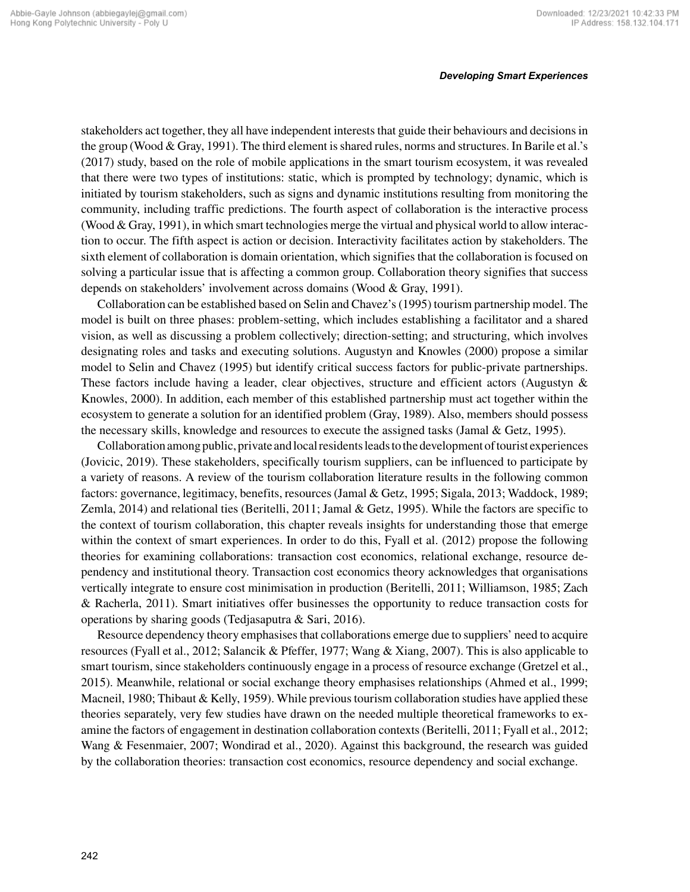stakeholders act together, they all have independent interests that guide their behaviours and decisions in the group (Wood & Gray, 1991). The third element is shared rules, norms and structures. In Barile et al.'s (2017) study, based on the role of mobile applications in the smart tourism ecosystem, it was revealed that there were two types of institutions: static, which is prompted by technology; dynamic, which is initiated by tourism stakeholders, such as signs and dynamic institutions resulting from monitoring the community, including traffic predictions. The fourth aspect of collaboration is the interactive process (Wood & Gray, 1991), in which smart technologies merge the virtual and physical world to allow interaction to occur. The fifth aspect is action or decision. Interactivity facilitates action by stakeholders. The sixth element of collaboration is domain orientation, which signifies that the collaboration is focused on solving a particular issue that is affecting a common group. Collaboration theory signifies that success depends on stakeholders' involvement across domains (Wood & Gray, 1991).

Collaboration can be established based on Selin and Chavez's (1995) tourism partnership model. The model is built on three phases: problem-setting, which includes establishing a facilitator and a shared vision, as well as discussing a problem collectively; direction-setting; and structuring, which involves designating roles and tasks and executing solutions. Augustyn and Knowles (2000) propose a similar model to Selin and Chavez (1995) but identify critical success factors for public-private partnerships. These factors include having a leader, clear objectives, structure and efficient actors (Augustyn & Knowles, 2000). In addition, each member of this established partnership must act together within the ecosystem to generate a solution for an identified problem (Gray, 1989). Also, members should possess the necessary skills, knowledge and resources to execute the assigned tasks (Jamal & Getz, 1995).

Collaboration among public, private and local residents leads to the development of tourist experiences (Jovicic, 2019). These stakeholders, specifically tourism suppliers, can be influenced to participate by a variety of reasons. A review of the tourism collaboration literature results in the following common factors: governance, legitimacy, benefits, resources (Jamal & Getz, 1995; Sigala, 2013; Waddock, 1989; Zemla, 2014) and relational ties (Beritelli, 2011; Jamal & Getz, 1995). While the factors are specific to the context of tourism collaboration, this chapter reveals insights for understanding those that emerge within the context of smart experiences. In order to do this, Fyall et al. (2012) propose the following theories for examining collaborations: transaction cost economics, relational exchange, resource dependency and institutional theory. Transaction cost economics theory acknowledges that organisations vertically integrate to ensure cost minimisation in production (Beritelli, 2011; Williamson, 1985; Zach & Racherla, 2011). Smart initiatives offer businesses the opportunity to reduce transaction costs for operations by sharing goods (Tedjasaputra & Sari, 2016).

Resource dependency theory emphasises that collaborations emerge due to suppliers' need to acquire resources (Fyall et al., 2012; Salancik & Pfeffer, 1977; Wang & Xiang, 2007). This is also applicable to smart tourism, since stakeholders continuously engage in a process of resource exchange (Gretzel et al., 2015). Meanwhile, relational or social exchange theory emphasises relationships (Ahmed et al., 1999; Macneil, 1980; Thibaut & Kelly, 1959). While previous tourism collaboration studies have applied these theories separately, very few studies have drawn on the needed multiple theoretical frameworks to examine the factors of engagement in destination collaboration contexts (Beritelli, 2011; Fyall et al., 2012; Wang & Fesenmaier, 2007; Wondirad et al., 2020). Against this background, the research was guided by the collaboration theories: transaction cost economics, resource dependency and social exchange.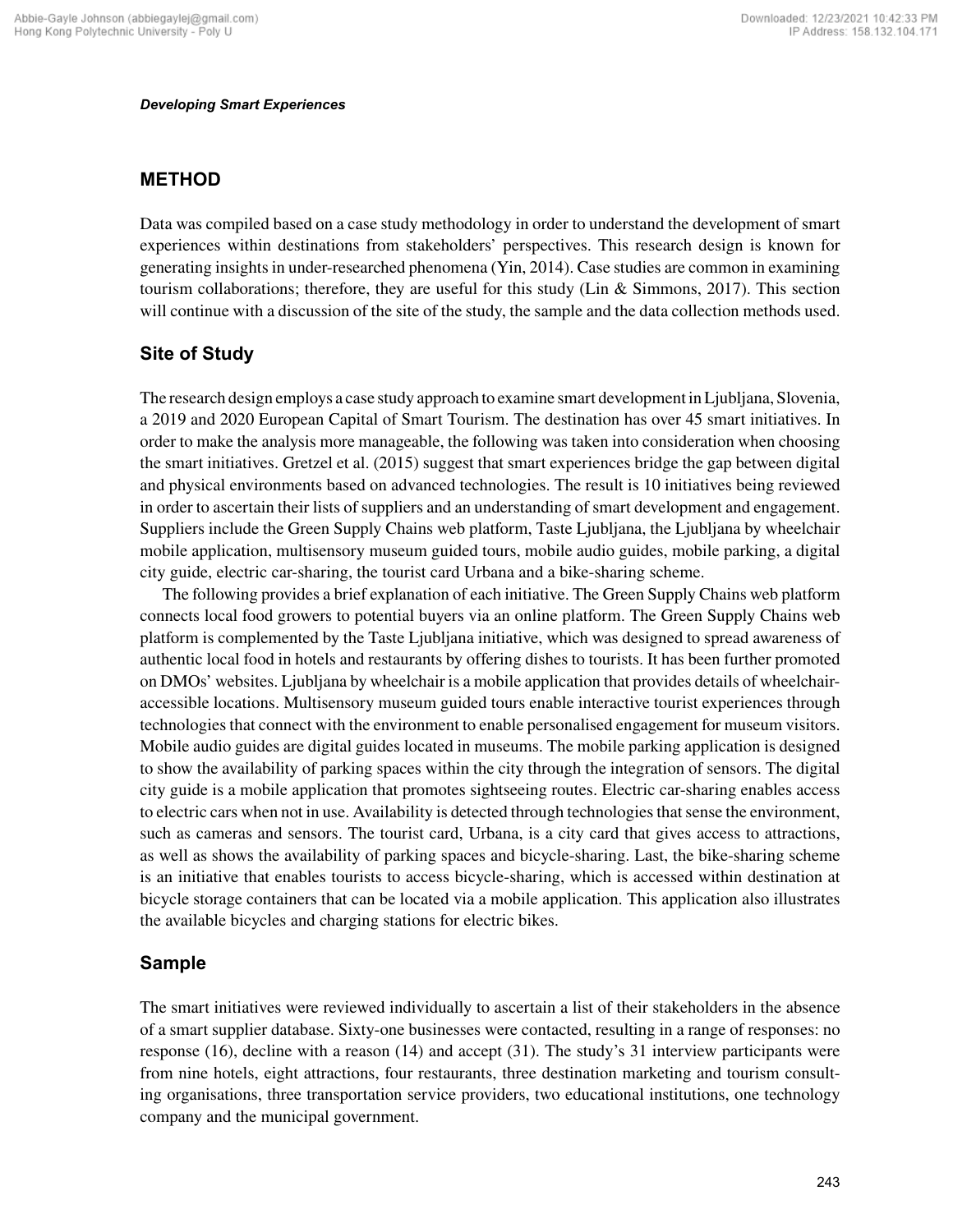## METHOD

Data was compiled based on a case study methodology in order to understand the development of smart experiences within destinations from stakeholders' perspectives. This research design is known for generating insights in under-researched phenomena (Yin, 2014). Case studies are common in examining tourism collaborations; therefore, they are useful for this study (Lin & Simmons, 2017). This section will continue with a discussion of the site of the study, the sample and the data collection methods used.

### Site of Study

The research design employs a case study approach to examine smart development in Ljubljana, Slovenia, a 2019 and 2020 European Capital of Smart Tourism. The destination has over 45 smart initiatives. In order to make the analysis more manageable, the following was taken into consideration when choosing the smart initiatives. Gretzel et al. (2015) suggest that smart experiences bridge the gap between digital and physical environments based on advanced technologies. The result is 10 initiatives being reviewed in order to ascertain their lists of suppliers and an understanding of smart development and engagement. Suppliers include the Green Supply Chains web platform, Taste Ljubljana, the Ljubljana by wheelchair mobile application, multisensory museum guided tours, mobile audio guides, mobile parking, a digital city guide, electric car-sharing, the tourist card Urbana and a bike-sharing scheme.

The following provides a brief explanation of each initiative. The Green Supply Chains web platform connects local food growers to potential buyers via an online platform. The Green Supply Chains web platform is complemented by the Taste Ljubljana initiative, which was designed to spread awareness of authentic local food in hotels and restaurants by offering dishes to tourists. It has been further promoted on DMOs' websites. Ljubljana by wheelchair is a mobile application that provides details of wheelchair-accessible locations. Multisensory museum guided tours enable interactive tourist experiences through technologies that connect with the environment to enable personalised engagement for museum visitors. Mobile audio guides are digital guides located in museums. The mobile parking application is designed to show the availability of parking spaces within the city through the integration of sensors. The digital city guide is a mobile application that promotes sightseeing routes. Electric car-sharing enables access to electric cars when not in use. Availability is detected through technologies that sense the environment, such as cameras and sensors. The tourist card, Urbana, is a city card that gives access to attractions, as well as shows the availability of parking spaces and bicycle-sharing. Last, the bike-sharing scheme is an initiative that enables tourists to access bicycle-sharing, which is accessed within destination at bicycle storage containers that can be located via a mobile application. This application also illustrates the available bicycles and charging stations for electric bikes.

### Sample

The smart initiatives were reviewed individually to ascertain a list of their stakeholders in the absence of a smart supplier database. Sixty-one businesses were contacted, resulting in a range of responses: no response (16), decline with a reason (14) and accept (31). The study's 31 interview participants were from nine hotels, eight attractions, four restaurants, three destination marketing and tourism consulting organisations, three transportation service providers, two educational institutions, one technology company and the municipal government.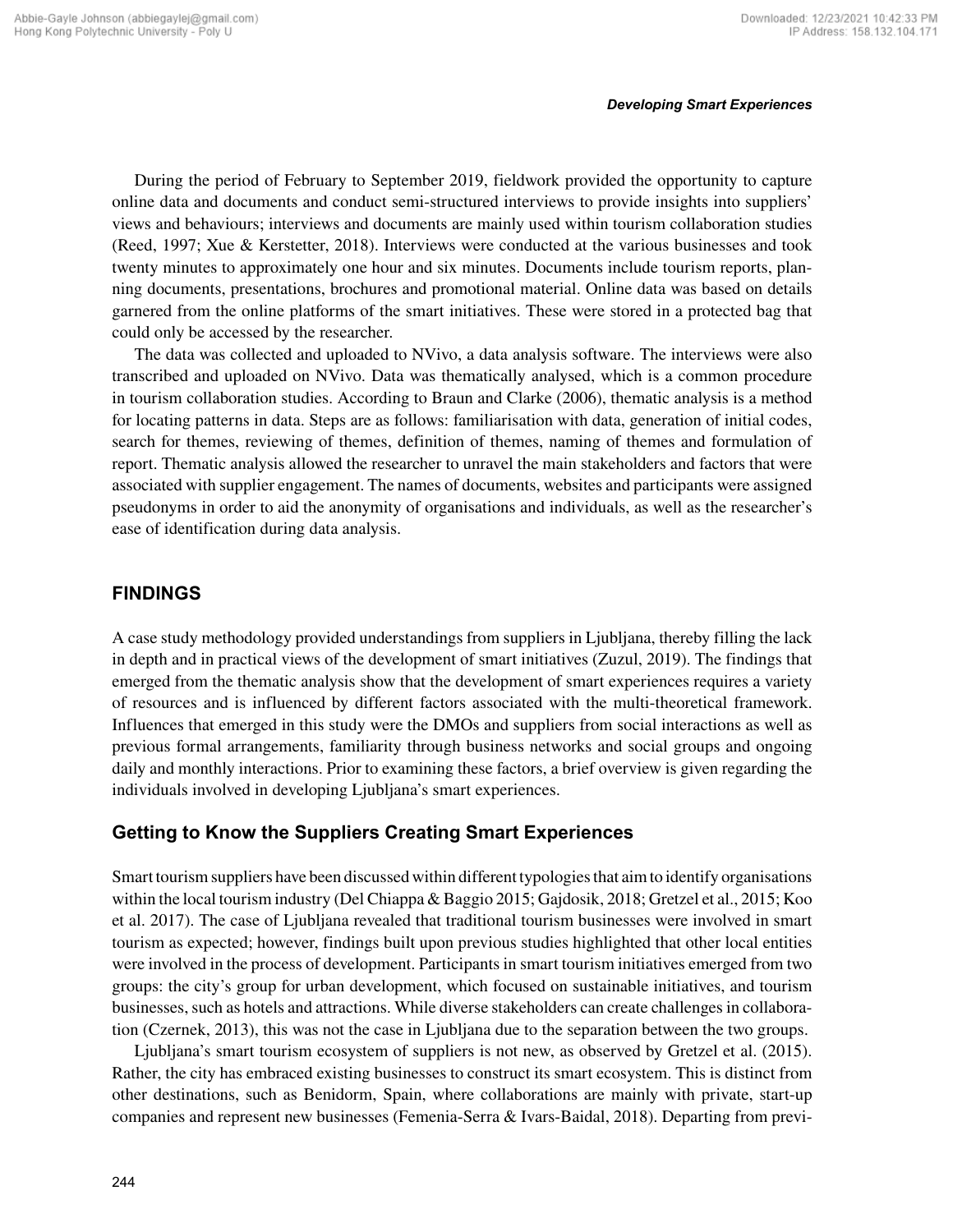During the period of February to September 2019, fieldwork provided the opportunity to capture online data and documents and conduct semi-structured interviews to provide insights into suppliers' views and behaviours; interviews and documents are mainly used within tourism collaboration studies (Reed, 1997; Xue & Kerstetter, 2018). Interviews were conducted at the various businesses and took twenty minutes to approximately one hour and six minutes. Documents include tourism reports, planning documents, presentations, brochures and promotional material. Online data was based on details garnered from the online platforms of the smart initiatives. These were stored in a protected bag that could only be accessed by the researcher.

The data was collected and uploaded to NVivo, a data analysis software. The interviews were also transcribed and uploaded on NVivo. Data was thematically analysed, which is a common procedure in tourism collaboration studies. According to Braun and Clarke (2006), thematic analysis is a method for locating patterns in data. Steps are as follows: familiarisation with data, generation of initial codes, search for themes, reviewing of themes, definition of themes, naming of themes and formulation of report. Thematic analysis allowed the researcher to unravel the main stakeholders and factors that were associated with supplier engagement. The names of documents, websites and participants were assigned pseudonyms in order to aid the anonymity of organisations and individuals, as well as the researcher's ease of identification during data analysis.

## FINDINGS

A case study methodology provided understandings from suppliers in Ljubljana, thereby filling the lack in depth and in practical views of the development of smart initiatives (Zuzul, 2019). The findings that emerged from the thematic analysis show that the development of smart experiences requires a variety of resources and is influenced by different factors associated with the multi-theoretical framework. Influences that emerged in this study were the DMOs and suppliers from social interactions as well as previous formal arrangements, familiarity through business networks and social groups and ongoing daily and monthly interactions. Prior to examining these factors, a brief overview is given regarding the individuals involved in developing Ljubljana's smart experiences.

### Getting to Know the Suppliers Creating Smart Experiences

Smart tourism suppliers have been discussed within different typologies that aim to identify organisations within the local tourism industry (Del Chiappa & Baggio 2015; Gajdosik, 2018; Gretzel et al., 2015; Koo et al. 2017). The case of Ljubljana revealed that traditional tourism businesses were involved in smart tourism as expected; however, findings built upon previous studies highlighted that other local entities were involved in the process of development. Participants in smart tourism initiatives emerged from two groups: the city's group for urban development, which focused on sustainable initiatives, and tourism businesses, such as hotels and attractions. While diverse stakeholders can create challenges in collaboration (Czernek, 2013), this was not the case in Ljubljana due to the separation between the two groups.

Ljubljana's smart tourism ecosystem of suppliers is not new, as observed by Gretzel et al. (2015). Rather, the city has embraced existing businesses to construct its smart ecosystem. This is distinct from other destinations, such as Benidorm, Spain, where collaborations are mainly with private, start-up companies and represent new businesses (Femenia-Serra & Ivars-Baidal, 2018). Departing from previ-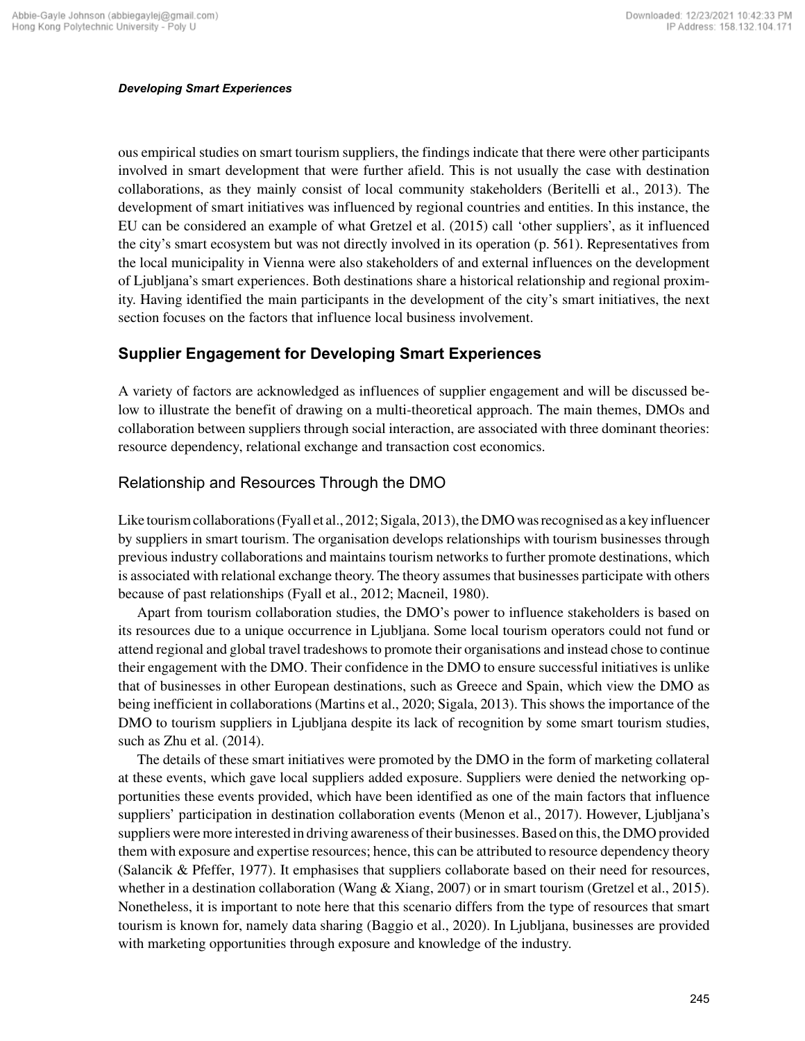ous empirical studies on smart tourism suppliers, the findings indicate that there were other participants involved in smart development that were further afield. This is not usually the case with destination collaborations, as they mainly consist of local community stakeholders (Beritelli et al., 2013). The development of smart initiatives was influenced by regional countries and entities. In this instance, the EU can be considered an example of what Gretzel et al. (2015) call 'other suppliers', as it influenced the city's smart ecosystem but was not directly involved in its operation (p. 561). Representatives from the local municipality in Vienna were also stakeholders of and external influences on the development of Ljubljana's smart experiences. Both destinations share a historical relationship and regional proximity. Having identified the main participants in the development of the city's smart initiatives, the next section focuses on the factors that influence local business involvement.

## Supplier Engagement for Developing Smart Experiences

A variety of factors are acknowledged as influences of supplier engagement and will be discussed below to illustrate the benefit of drawing on a multi-theoretical approach. The main themes, DMOs and collaboration between suppliers through social interaction, are associated with three dominant theories: resource dependency, relational exchange and transaction cost economics.

### Relationship and Resources Through the DMO

Like tourism collaborations (Fyall et al., 2012; Sigala, 2013), the DMO was recognised as a key influencer by suppliers in smart tourism. The organisation develops relationships with tourism businesses through previous industry collaborations and maintains tourism networks to further promote destinations, which is associated with relational exchange theory. The theory assumes that businesses participate with others because of past relationships (Fyall et al., 2012; Macneil, 1980).

Apart from tourism collaboration studies, the DMO's power to influence stakeholders is based on its resources due to a unique occurrence in Ljubljana. Some local tourism operators could not fund or attend regional and global travel tradeshows to promote their organisations and instead chose to continue their engagement with the DMO. Their confidence in the DMO to ensure successful initiatives is unlike that of businesses in other European destinations, such as Greece and Spain, which view the DMO as being inefficient in collaborations (Martins et al., 2020; Sigala, 2013). This shows the importance of the DMO to tourism suppliers in Ljubljana despite its lack of recognition by some smart tourism studies, such as Zhu et al. (2014).

The details of these smart initiatives were promoted by the DMO in the form of marketing collateral at these events, which gave local suppliers added exposure. Suppliers were denied the networking opportunities these events provided, which have been identified as one of the main factors that influence suppliers' participation in destination collaboration events (Menon et al., 2017). However, Ljubljana's suppliers were more interested in driving awareness of their businesses. Based on this, the DMO provided them with exposure and expertise resources; hence, this can be attributed to resource dependency theory (Salancik & Pfeffer, 1977). It emphasises that suppliers collaborate based on their need for resources, whether in a destination collaboration (Wang & Xiang, 2007) or in smart tourism (Gretzel et al., 2015). Nonetheless, it is important to note here that this scenario differs from the type of resources that smart tourism is known for, namely data sharing (Baggio et al., 2020). In Ljubljana, businesses are provided with marketing opportunities through exposure and knowledge of the industry.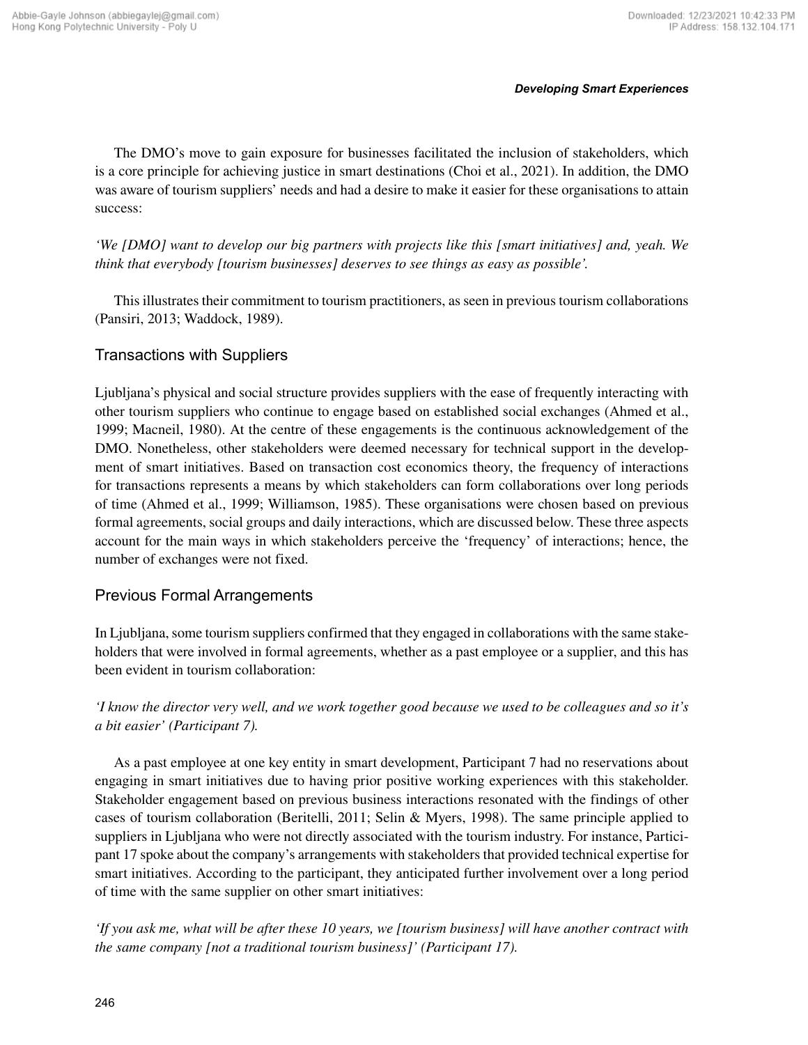The DMO's move to gain exposure for businesses facilitated the inclusion of stakeholders, which is a core principle for achieving justice in smart destinations (Choi et al., 2021). In addition, the DMO was aware of tourism suppliers' needs and had a desire to make it easier for these organisations to attain success:

*'We [DMO] want to develop our big partners with projects like this [smart initiatives] and, yeah. We think that everybody [tourism businesses] deserves to see things as easy as possible'.*

This illustrates their commitment to tourism practitioners, as seen in previous tourism collaborations (Pansiri, 2013; Waddock, 1989).

## Transactions with Suppliers

Ljubljana's physical and social structure provides suppliers with the ease of frequently interacting with other tourism suppliers who continue to engage based on established social exchanges (Ahmed et al., 1999; Macneil, 1980). At the centre of these engagements is the continuous acknowledgement of the DMO. Nonetheless, other stakeholders were deemed necessary for technical support in the development of smart initiatives. Based on transaction cost economics theory, the frequency of interactions for transactions represents a means by which stakeholders can form collaborations over long periods of time (Ahmed et al., 1999; Williamson, 1985). These organisations were chosen based on previous formal agreements, social groups and daily interactions, which are discussed below. These three aspects account for the main ways in which stakeholders perceive the 'frequency' of interactions; hence, the number of exchanges were not fixed.

## Previous Formal Arrangements

In Ljubljana, some tourism suppliers confirmed that they engaged in collaborations with the same stakeholders that were involved in formal agreements, whether as a past employee or a supplier, and this has been evident in tourism collaboration:

*'I know the director very well, and we work together good because we used to be colleagues and so it's a bit easier' (Participant 7).*

As a past employee at one key entity in smart development, Participant 7 had no reservations about engaging in smart initiatives due to having prior positive working experiences with this stakeholder. Stakeholder engagement based on previous business interactions resonated with the findings of other cases of tourism collaboration (Beritelli, 2011; Selin & Myers, 1998). The same principle applied to suppliers in Ljubljana who were not directly associated with the tourism industry. For instance, Participant 17 spoke about the company's arrangements with stakeholders that provided technical expertise for smart initiatives. According to the participant, they anticipated further involvement over a long period of time with the same supplier on other smart initiatives:

*'If you ask me, what will be after these 10 years, we [tourism business] will have another contract with the same company [not a traditional tourism business]' (Participant 17).*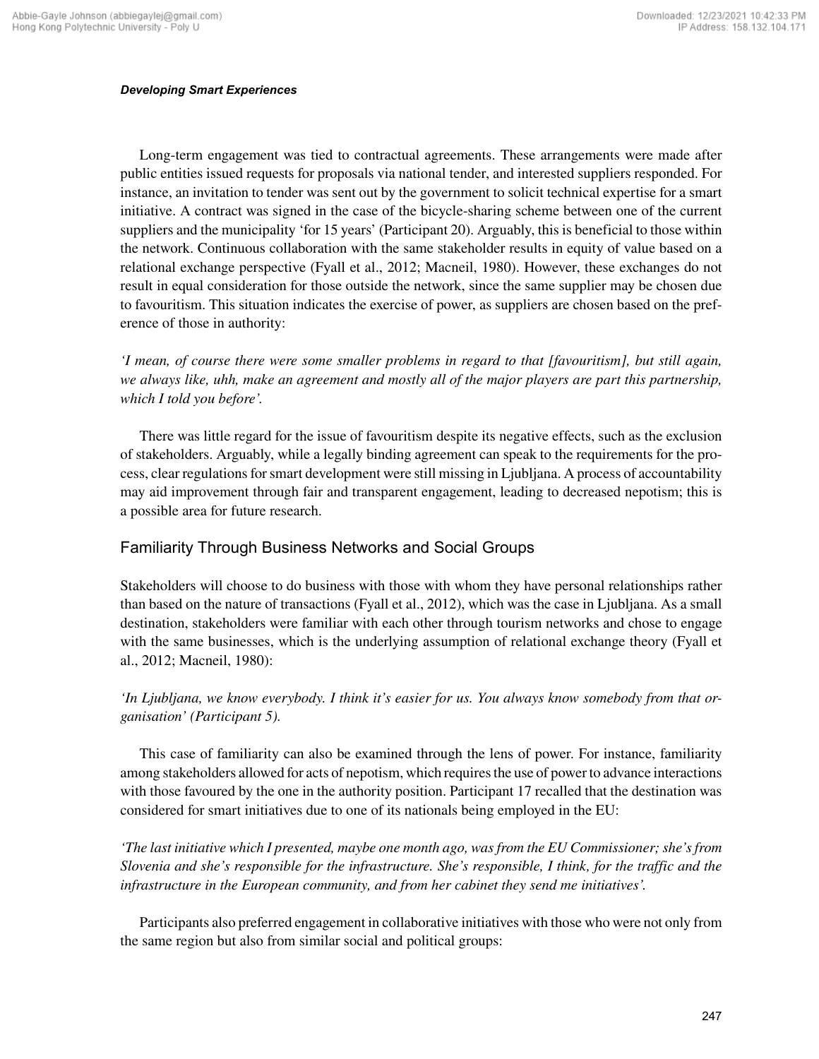Long-term engagement was tied to contractual agreements. These arrangements were made after public entities issued requests for proposals via national tender, and interested suppliers responded. For instance, an invitation to tender was sent out by the government to solicit technical expertise for a smart initiative. A contract was signed in the case of the bicycle-sharing scheme between one of the current suppliers and the municipality 'for 15 years' (Participant 20). Arguably, this is beneficial to those within the network. Continuous collaboration with the same stakeholder results in equity of value based on a relational exchange perspective (Fyall et al., 2012; Macneil, 1980). However, these exchanges do not result in equal consideration for those outside the network, since the same supplier may be chosen due to favouritism. This situation indicates the exercise of power, as suppliers are chosen based on the preference of those in authority:

*'I mean, of course there were some smaller problems in regard to that [favouritism], but still again, we always like, uhh, make an agreement and mostly all of the major players are part this partnership, which I told you before'.*

There was little regard for the issue of favouritism despite its negative effects, such as the exclusion of stakeholders. Arguably, while a legally binding agreement can speak to the requirements for the process, clear regulations for smart development were still missing in Ljubljana. A process of accountability may aid improvement through fair and transparent engagement, leading to decreased nepotism; this is a possible area for future research.

## Familiarity Through Business Networks and Social Groups

Stakeholders will choose to do business with those with whom they have personal relationships rather than based on the nature of transactions (Fyall et al., 2012), which was the case in Ljubljana. As a small destination, stakeholders were familiar with each other through tourism networks and chose to engage with the same businesses, which is the underlying assumption of relational exchange theory (Fyall et al., 2012; Macneil, 1980):

*'In Ljubljana, we know everybody. I think it's easier for us. You always know somebody from that organisation' (Participant 5).*

This case of familiarity can also be examined through the lens of power. For instance, familiarity among stakeholders allowed for acts of nepotism, which requires the use of power to advance interactions with those favoured by the one in the authority position. Participant 17 recalled that the destination was considered for smart initiatives due to one of its nationals being employed in the EU:

*'The last initiative which I presented, maybe one month ago, was from the EU Commissioner; she's from Slovenia and she's responsible for the infrastructure. She's responsible, I think, for the traffic and the infrastructure in the European community, and from her cabinet they send me initiatives'.*

Participants also preferred engagement in collaborative initiatives with those who were not only from the same region but also from similar social and political groups: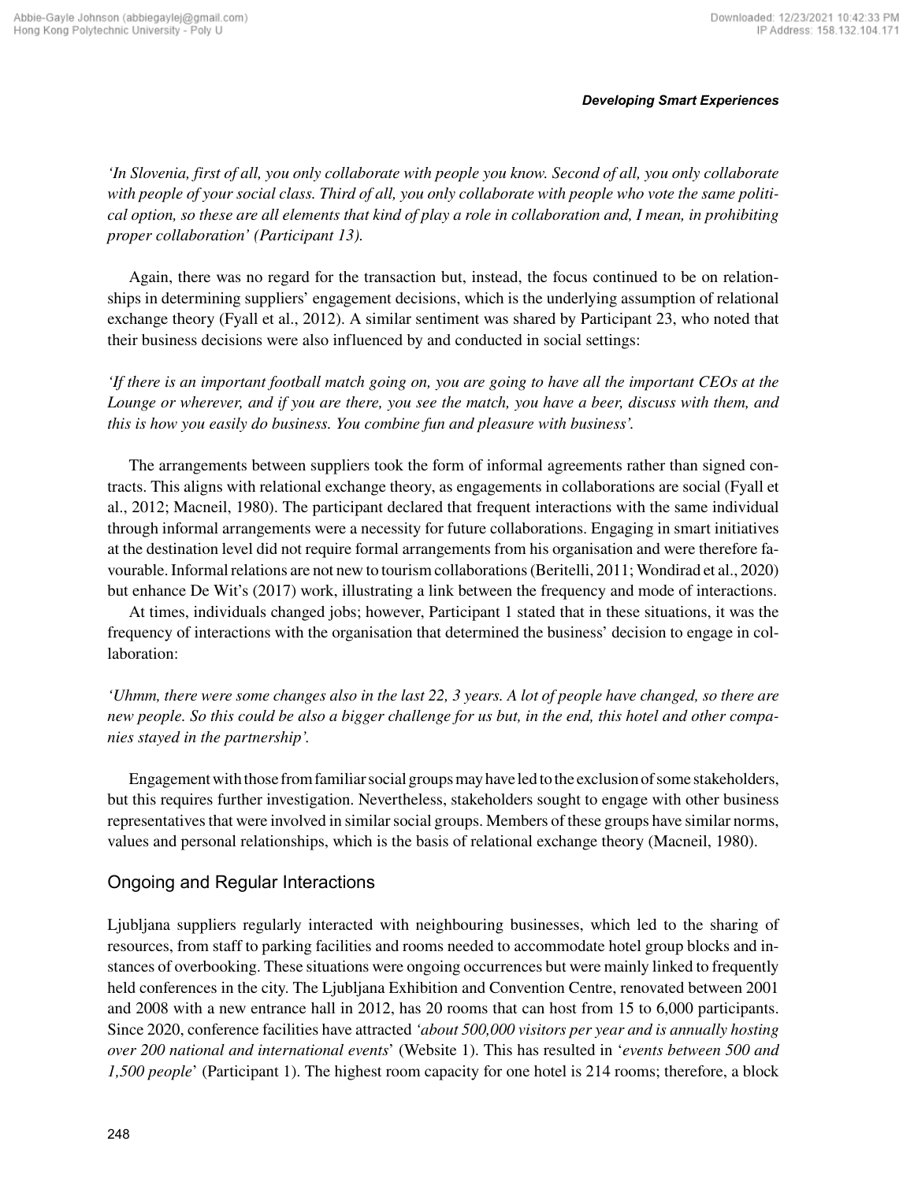*'In Slovenia, first of all, you only collaborate with people you know. Second of all, you only collaborate with people of your social class. Third of all, you only collaborate with people who vote the same political option, so these are all elements that kind of play a role in collaboration and, I mean, in prohibiting proper collaboration' (Participant 13).*

Again, there was no regard for the transaction but, instead, the focus continued to be on relationships in determining suppliers' engagement decisions, which is the underlying assumption of relational exchange theory (Fyall et al., 2012). A similar sentiment was shared by Participant 23, who noted that their business decisions were also influenced by and conducted in social settings:

*'If there is an important football match going on, you are going to have all the important CEOs at the Lounge or wherever, and if you are there, you see the match, you have a beer, discuss with them, and this is how you easily do business. You combine fun and pleasure with business'.*

The arrangements between suppliers took the form of informal agreements rather than signed contracts. This aligns with relational exchange theory, as engagements in collaborations are social (Fyall et al., 2012; Macneil, 1980). The participant declared that frequent interactions with the same individual through informal arrangements were a necessity for future collaborations. Engaging in smart initiatives at the destination level did not require formal arrangements from his organisation and were therefore favourable. Informal relations are not new to tourism collaborations (Beritelli, 2011; Wondirad et al., 2020) but enhance De Wit's (2017) work, illustrating a link between the frequency and mode of interactions.

At times, individuals changed jobs; however, Participant 1 stated that in these situations, it was the frequency of interactions with the organisation that determined the business' decision to engage in collaboration:

*'Uhmm, there were some changes also in the last 22, 3 years. A lot of people have changed, so there are new people. So this could be also a bigger challenge for us but, in the end, this hotel and other companies stayed in the partnership'.*

Engagement with those from familiar social groups may have led to the exclusion of some stakeholders, but this requires further investigation. Nevertheless, stakeholders sought to engage with other business representatives that were involved in similar social groups. Members of these groups have similar norms, values and personal relationships, which is the basis of relational exchange theory (Macneil, 1980).

## Ongoing and Regular Interactions

Ljubljana suppliers regularly interacted with neighbouring businesses, which led to the sharing of resources, from staff to parking facilities and rooms needed to accommodate hotel group blocks and instances of overbooking. These situations were ongoing occurrences but were mainly linked to frequently held conferences in the city. The Ljubljana Exhibition and Convention Centre, renovated between 2001 and 2008 with a new entrance hall in 2012, has 20 rooms that can host from 15 to 6,000 participants. Since 2020, conference facilities have attracted *'about 500,000 visitors per year and is annually hosting over 200 national and international events'* (Website 1). This has resulted in '*events between 500 and 1,500 people*' (Participant 1). The highest room capacity for one hotel is 214 rooms; therefore, a block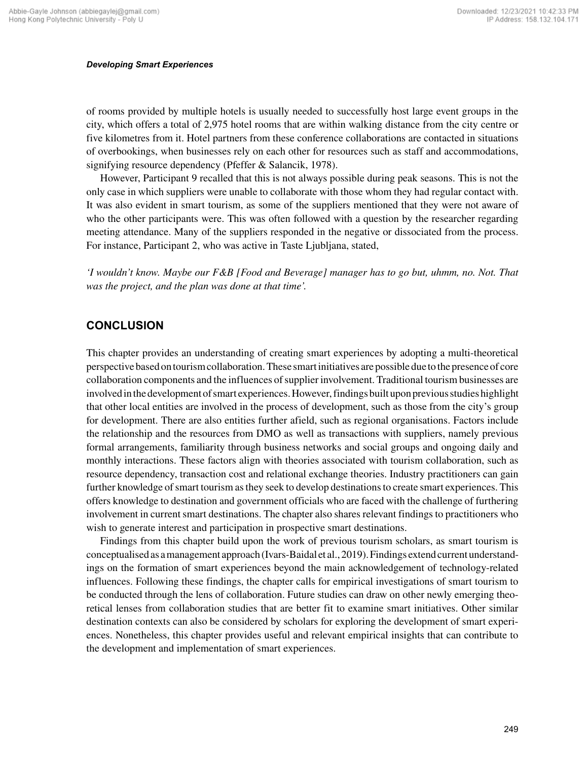of rooms provided by multiple hotels is usually needed to successfully host large event groups in the city, which offers a total of 2,975 hotel rooms that are within walking distance from the city centre or five kilometres from it. Hotel partners from these conference collaborations are contacted in situations of overbookings, when businesses rely on each other for resources such as staff and accommodations, signifying resource dependency (Pfeffer & Salancik, 1978).

However, Participant 9 recalled that this is not always possible during peak seasons. This is not the only case in which suppliers were unable to collaborate with those whom they had regular contact with. It was also evident in smart tourism, as some of the suppliers mentioned that they were not aware of who the other participants were. This was often followed with a question by the researcher regarding meeting attendance. Many of the suppliers responded in the negative or dissociated from the process. For instance, Participant 2, who was active in Taste Ljubljana, stated,

*'I wouldn't know. Maybe our F&B [Food and Beverage] manager has to go but, uhmm, no. Not. That was the project, and the plan was done at that time'.*

## CONCLUSION

This chapter provides an understanding of creating smart experiences by adopting a multi-theoretical perspective based on tourism collaboration. These smart initiatives are possible due to the presence of core collaboration components and the influences of supplier involvement. Traditional tourism businesses are involved in the development of smart experiences. However, findings built upon previous studies highlight that other local entities are involved in the process of development, such as those from the city's group for development. There are also entities further afield, such as regional organisations. Factors include the relationship and the resources from DMO as well as transactions with suppliers, namely previous formal arrangements, familiarity through business networks and social groups and ongoing daily and monthly interactions. These factors align with theories associated with tourism collaboration, such as resource dependency, transaction cost and relational exchange theories. Industry practitioners can gain further knowledge of smart tourism as they seek to develop destinations to create smart experiences. This offers knowledge to destination and government officials who are faced with the challenge of furthering involvement in current smart destinations. The chapter also shares relevant findings to practitioners who wish to generate interest and participation in prospective smart destinations.

Findings from this chapter build upon the work of previous tourism scholars, as smart tourism is conceptualised as a management approach (Ivars-Baidal et al., 2019). Findings extend current understandings on the formation of smart experiences beyond the main acknowledgement of technology-related influences. Following these findings, the chapter calls for empirical investigations of smart tourism to be conducted through the lens of collaboration. Future studies can draw on other newly emerging theoretical lenses from collaboration studies that are better fit to examine smart initiatives. Other similar destination contexts can also be considered by scholars for exploring the development of smart experiences. Nonetheless, this chapter provides useful and relevant empirical insights that can contribute to the development and implementation of smart experiences.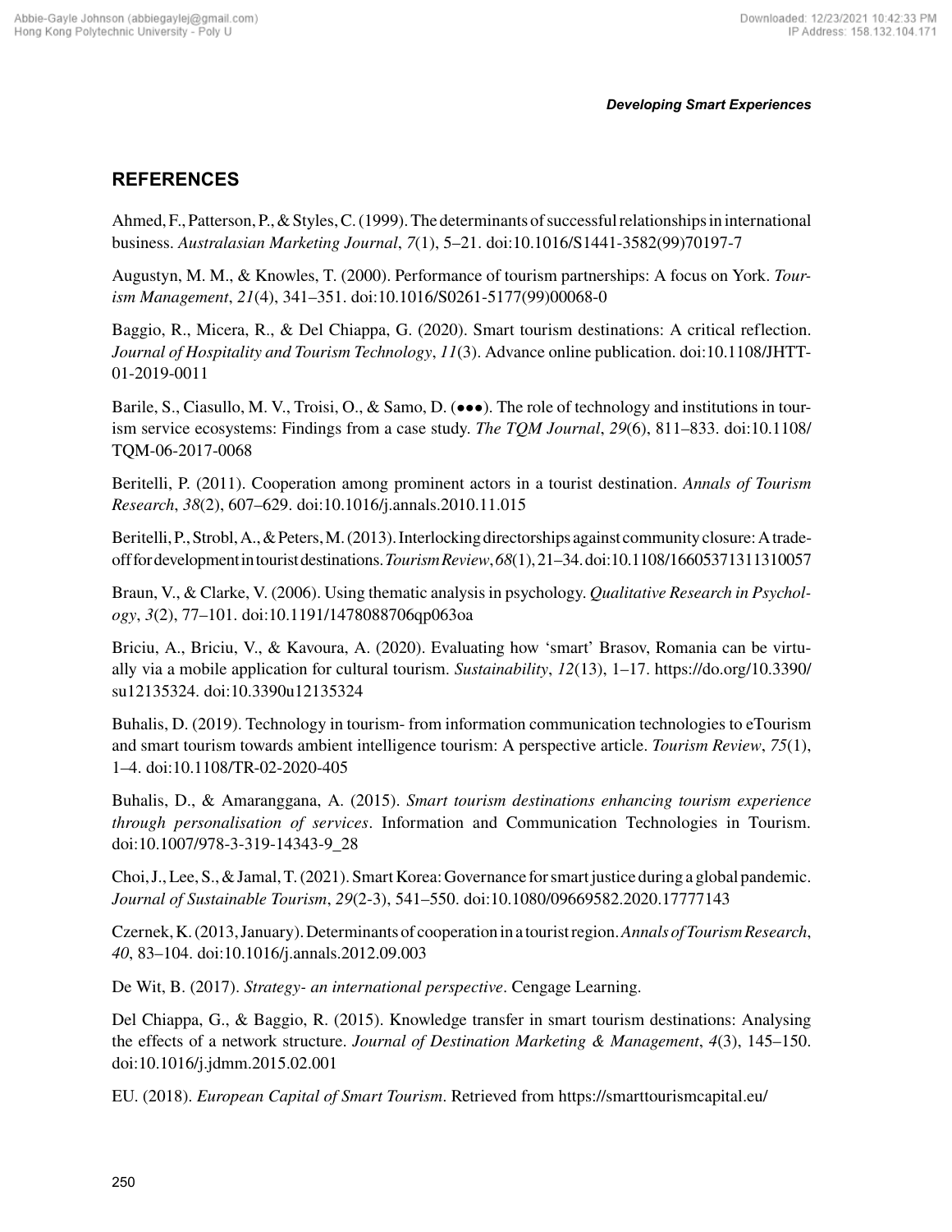## REFERENCES

Ahmed, F., Patterson, P., & Styles, C. (1999). The determinants of successful relationships in international business. *Australasian Marketing Journal*, *7*(1), 5–21. doi:10.1016/S1441-3582(99)70197-7

Augustyn, M. M., & Knowles, T. (2000). Performance of tourism partnerships: A focus on York. *Tourism Management*, *21*(4), 341–351. doi:10.1016/S0261-5177(99)00068-0

Baggio, R., Micera, R., & Del Chiappa, G. (2020). Smart tourism destinations: A critical reflection. *Journal of Hospitality and Tourism Technology*, *11*(3). Advance online publication. doi:10.1108/JHTT-01-2019-0011

Barile, S., Ciasullo, M. V., Troisi, O., & Samo, D. (●●●). The role of technology and institutions in tourism service ecosystems: Findings from a case study. *The TQM Journal*, *29*(6), 811–833. doi:10.1108/TQM-06-2017-0068

Beritelli, P. (2011). Cooperation among prominent actors in a tourist destination. *Annals of Tourism Research*, *38*(2), 607–629. doi:10.1016/j.annals.2010.11.015

Beritelli, P., Strobl, A., & Peters, M. (2013). Interlocking directorships against community closure: A trade-off for development in tourist destinations. *Tourism Review*, *68*(1), 21–34. doi:10.1108/16605371311310057

Braun, V., & Clarke, V. (2006). Using thematic analysis in psychology. *Qualitative Research in Psychology*, *3*(2), 77–101. doi:10.1191/1478088706qp063oa

Briciu, A., Briciu, V., & Kavoura, A. (2020). Evaluating how 'smart' Brasov, Romania can be virtually via a mobile application for cultural tourism. *Sustainability*, *12*(13), 1–17. https://do.org/10.3390/su12135324. doi:10.3390u12135324

Buhalis, D. (2019). Technology in tourism- from information communication technologies to eTourism and smart tourism towards ambient intelligence tourism: A perspective article. *Tourism Review*, *75*(1), 1–4. doi:10.1108/TR-02-2020-405

Buhalis, D., & Amaranggana, A. (2015). *Smart tourism destinations enhancing tourism experience through personalisation of services*. Information and Communication Technologies in Tourism. doi:10.1007/978-3-319-14343-9_28

Choi, J., Lee, S., & Jamal, T. (2021). Smart Korea: Governance for smart justice during a global pandemic. *Journal of Sustainable Tourism*, *29*(2-3), 541–550. doi:10.1080/09669582.2020.17777143

Czernek, K. (2013, January). Determinants of cooperation in a tourist region. *Annals of Tourism Research*, *40*, 83–104. doi:10.1016/j.annals.2012.09.003

De Wit, B. (2017). *Strategy- an international perspective*. Cengage Learning.

Del Chiappa, G., & Baggio, R. (2015). Knowledge transfer in smart tourism destinations: Analysing the effects of a network structure. *Journal of Destination Marketing & Management*, *4*(3), 145–150. doi:10.1016/j.jdmm.2015.02.001

EU. (2018). *European Capital of Smart Tourism*. Retrieved from https://smarttourismcapital.eu/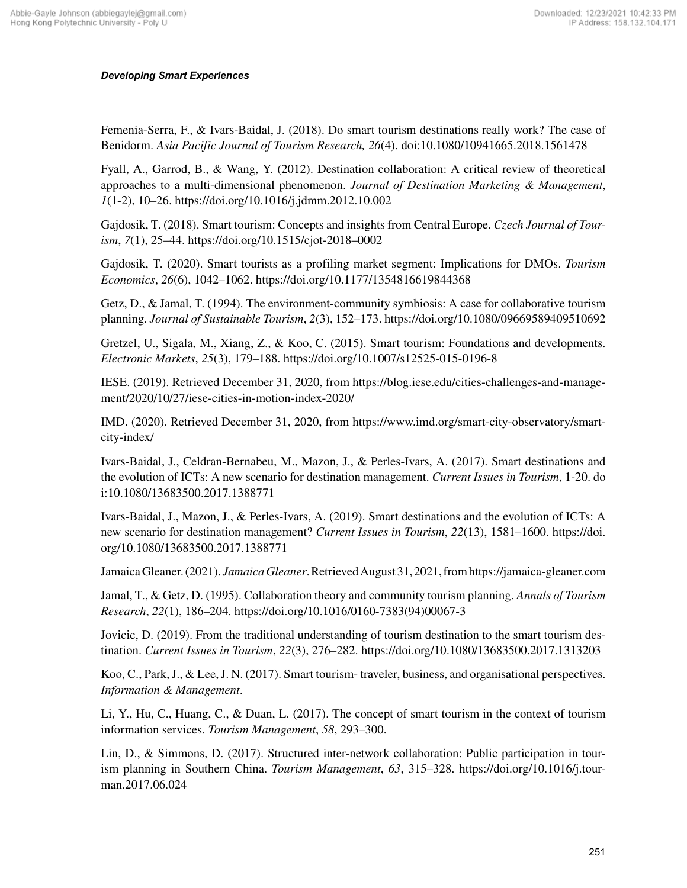Femenia-Serra, F., & Ivars-Baidal, J. (2018). Do smart tourism destinations really work? The case of Benidorm. *Asia Pacific Journal of Tourism Research, 26*(4). doi:10.1080/10941665.2018.1561478

Fyall, A., Garrod, B., & Wang, Y. (2012). Destination collaboration: A critical review of theoretical approaches to a multi-dimensional phenomenon. *Journal of Destination Marketing & Management*, *1*(1-2), 10–26. https://doi.org/10.1016/j.jdmm.2012.10.002

Gajdosik, T. (2018). Smart tourism: Concepts and insights from Central Europe. *Czech Journal of Tourism*, *7*(1), 25–44. https://doi.org/10.1515/cjot-2018–0002

Gajdosik, T. (2020). Smart tourists as a profiling market segment: Implications for DMOs. *Tourism Economics*, *26*(6), 1042–1062. https://doi.org/10.1177/1354816619844368

Getz, D., & Jamal, T. (1994). The environment-community symbiosis: A case for collaborative tourism planning. *Journal of Sustainable Tourism*, *2*(3), 152–173. https://doi.org/10.1080/09669589409510692

Gretzel, U., Sigala, M., Xiang, Z., & Koo, C. (2015). Smart tourism: Foundations and developments. *Electronic Markets*, *25*(3), 179–188. https://doi.org/10.1007/s12525-015-0196-8

IESE. (2019). Retrieved December 31, 2020, from https://blog.iese.edu/cities-challenges-and-management/2020/10/27/iese-cities-in-motion-index-2020/

IMD. (2020). Retrieved December 31, 2020, from https://www.imd.org/smart-city-observatory/smart-city-index/

Ivars-Baidal, J., Celdran-Bernabeu, M., Mazon, J., & Perles-Ivars, A. (2017). Smart destinations and the evolution of ICTs: A new scenario for destination management. *Current Issues in Tourism*, 1-20. doi:10.1080/13683500.2017.1388771

Ivars-Baidal, J., Mazon, J., & Perles-Ivars, A. (2019). Smart destinations and the evolution of ICTs: A new scenario for destination management? *Current Issues in Tourism*, *22*(13), 1581–1600. https://doi.org/10.1080/13683500.2017.1388771

Jamaica Gleaner. (2021). *Jamaica Gleaner*. Retrieved August 31, 2021, from https://jamaica-gleaner.com

Jamal, T., & Getz, D. (1995). Collaboration theory and community tourism planning. *Annals of Tourism Research*, *22*(1), 186–204. https://doi.org/10.1016/0160-7383(94)00067-3

Jovicic, D. (2019). From the traditional understanding of tourism destination to the smart tourism destination. *Current Issues in Tourism*, *22*(3), 276–282. https://doi.org/10.1080/13683500.2017.1313203

Koo, C., Park, J., & Lee, J. N. (2017). Smart tourism- traveler, business, and organisational perspectives. *Information & Management*.

Li, Y., Hu, C., Huang, C., & Duan, L. (2017). The concept of smart tourism in the context of tourism information services. *Tourism Management*, *58*, 293–300.

Lin, D., & Simmons, D. (2017). Structured inter-network collaboration: Public participation in tourism planning in Southern China. *Tourism Management*, *63*, 315–328. https://doi.org/10.1016/j.tourman.2017.06.024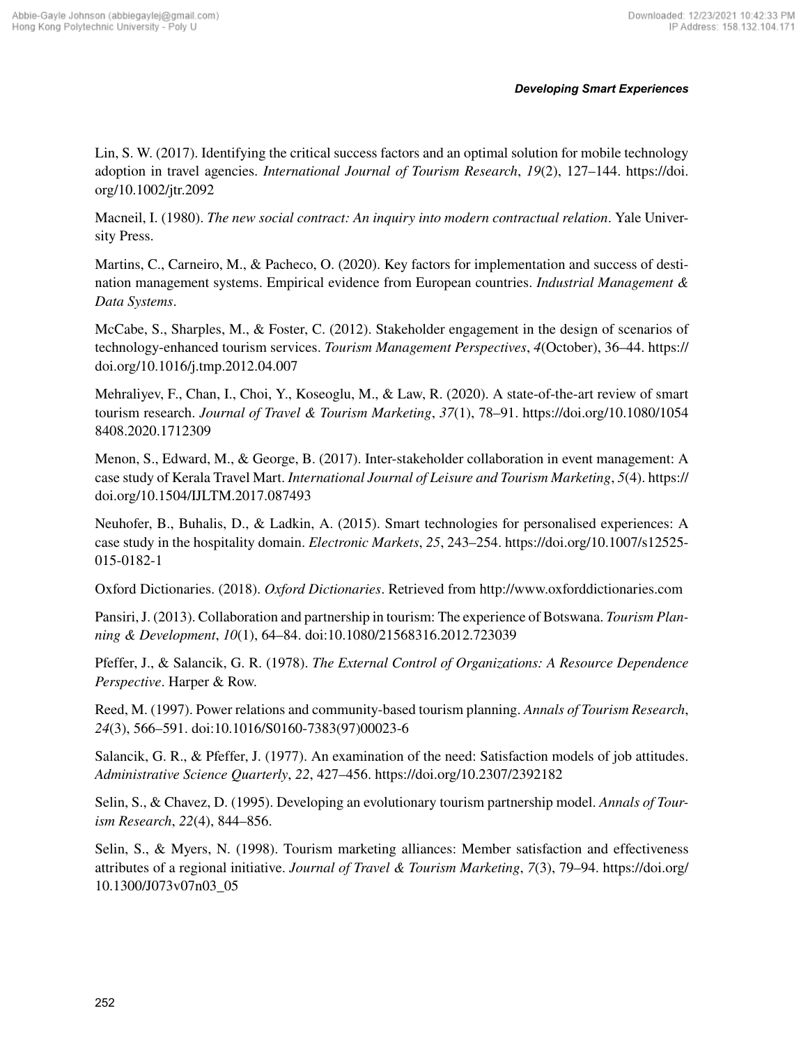Lin, S. W. (2017). Identifying the critical success factors and an optimal solution for mobile technology adoption in travel agencies. *International Journal of Tourism Research*, *19*(2), 127–144. https://doi.org/10.1002/jtr.2092

Macneil, I. (1980). *The new social contract: An inquiry into modern contractual relation*. Yale University Press.

Martins, C., Carneiro, M., & Pacheco, O. (2020). Key factors for implementation and success of destination management systems. Empirical evidence from European countries. *Industrial Management & Data Systems*.

McCabe, S., Sharples, M., & Foster, C. (2012). Stakeholder engagement in the design of scenarios of technology-enhanced tourism services. *Tourism Management Perspectives*, *4*(October), 36–44. https://doi.org/10.1016/j.tmp.2012.04.007

Mehraliyev, F., Chan, I., Choi, Y., Koseoglu, M., & Law, R. (2020). A state-of-the-art review of smart tourism research. *Journal of Travel & Tourism Marketing*, *37*(1), 78–91. https://doi.org/10.1080/10548408.2020.1712309

Menon, S., Edward, M., & George, B. (2017). Inter-stakeholder collaboration in event management: A case study of Kerala Travel Mart. *International Journal of Leisure and Tourism Marketing*, *5*(4). https://doi.org/10.1504/IJLTM.2017.087493

Neuhofer, B., Buhalis, D., & Ladkin, A. (2015). Smart technologies for personalised experiences: A case study in the hospitality domain. *Electronic Markets*, *25*, 243–254. https://doi.org/10.1007/s12525-015-0182-1

Oxford Dictionaries. (2018). *Oxford Dictionaries*. Retrieved from http://www.oxforddictionaries.com

Pansiri, J. (2013). Collaboration and partnership in tourism: The experience of Botswana. *Tourism Planning & Development*, *10*(1), 64–84. doi:10.1080/21568316.2012.723039

Pfeffer, J., & Salancik, G. R. (1978). *The External Control of Organizations: A Resource Dependence Perspective*. Harper & Row.

Reed, M. (1997). Power relations and community-based tourism planning. *Annals of Tourism Research*, *24*(3), 566–591. doi:10.1016/S0160-7383(97)00023-6

Salancik, G. R., & Pfeffer, J. (1977). An examination of the need: Satisfaction models of job attitudes. *Administrative Science Quarterly*, *22*, 427–456. https://doi.org/10.2307/2392182

Selin, S., & Chavez, D. (1995). Developing an evolutionary tourism partnership model. *Annals of Tourism Research*, *22*(4), 844–856.

Selin, S., & Myers, N. (1998). Tourism marketing alliances: Member satisfaction and effectiveness attributes of a regional initiative. *Journal of Travel & Tourism Marketing*, *7*(3), 79–94. https://doi.org/10.1300/J073v07n03_05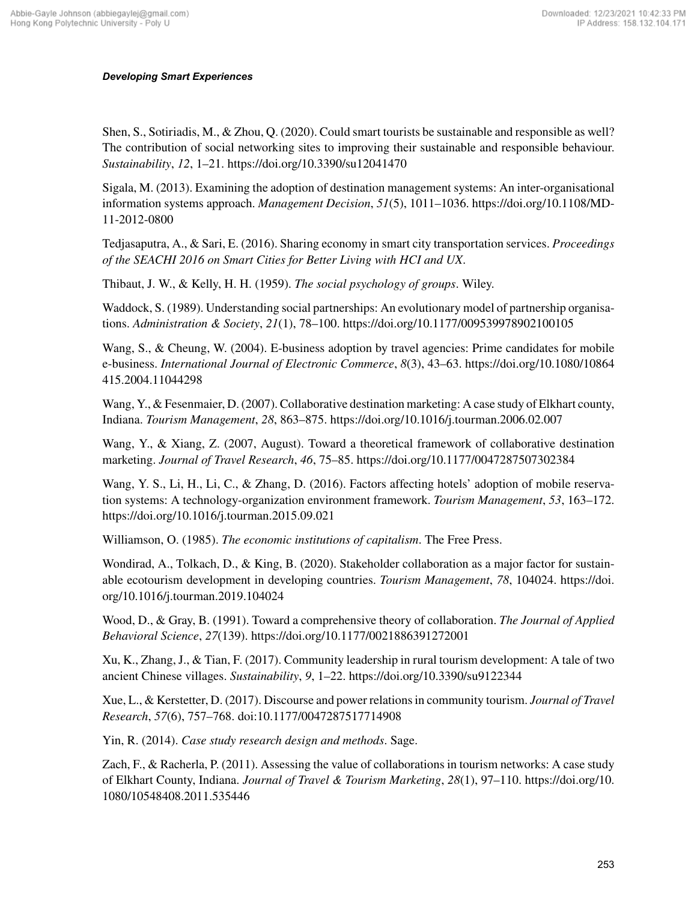Shen, S., Sotiriadis, M., & Zhou, Q. (2020). Could smart tourists be sustainable and responsible as well? The contribution of social networking sites to improving their sustainable and responsible behaviour. *Sustainability*, *12*, 1–21. https://doi.org/10.3390/su12041470

Sigala, M. (2013). Examining the adoption of destination management systems: An inter-organisational information systems approach. *Management Decision*, *51*(5), 1011–1036. https://doi.org/10.1108/MD-11-2012-0800

Tedjasaputra, A., & Sari, E. (2016). Sharing economy in smart city transportation services. *Proceedings of the SEACHI 2016 on Smart Cities for Better Living with HCI and UX*.

Thibaut, J. W., & Kelly, H. H. (1959). *The social psychology of groups*. Wiley.

Waddock, S. (1989). Understanding social partnerships: An evolutionary model of partnership organisations. *Administration & Society*, *21*(1), 78–100. https://doi.org/10.1177/009539978902100105

Wang, S., & Cheung, W. (2004). E-business adoption by travel agencies: Prime candidates for mobile e-business. *International Journal of Electronic Commerce*, *8*(3), 43–63. https://doi.org/10.1080/10864415.2004.11044298

Wang, Y., & Fesenmaier, D. (2007). Collaborative destination marketing: A case study of Elkhart county, Indiana. *Tourism Management*, *28*, 863–875. https://doi.org/10.1016/j.tourman.2006.02.007

Wang, Y., & Xiang, Z. (2007, August). Toward a theoretical framework of collaborative destination marketing. *Journal of Travel Research*, *46*, 75–85. https://doi.org/10.1177/0047287507302384

Wang, Y. S., Li, H., Li, C., & Zhang, D. (2016). Factors affecting hotels' adoption of mobile reservation systems: A technology-organization environment framework. *Tourism Management*, *53*, 163–172. https://doi.org/10.1016/j.tourman.2015.09.021

Williamson, O. (1985). *The economic institutions of capitalism*. The Free Press.

Wondirad, A., Tolkach, D., & King, B. (2020). Stakeholder collaboration as a major factor for sustainable ecotourism development in developing countries. *Tourism Management*, *78*, 104024. https://doi.org/10.1016/j.tourman.2019.104024

Wood, D., & Gray, B. (1991). Toward a comprehensive theory of collaboration. *The Journal of Applied Behavioral Science*, *27*(139). https://doi.org/10.1177/0021886391272001

Xu, K., Zhang, J., & Tian, F. (2017). Community leadership in rural tourism development: A tale of two ancient Chinese villages. *Sustainability*, *9*, 1–22. https://doi.org/10.3390/su9122344

Xue, L., & Kerstetter, D. (2017). Discourse and power relations in community tourism. *Journal of Travel Research*, *57*(6), 757–768. doi:10.1177/0047287517714908

Yin, R. (2014). *Case study research design and methods*. Sage.

Zach, F., & Racherla, P. (2011). Assessing the value of collaborations in tourism networks: A case study of Elkhart County, Indiana. *Journal of Travel & Tourism Marketing*, *28*(1), 97–110. https://doi.org/10.1080/10548408.2011.535446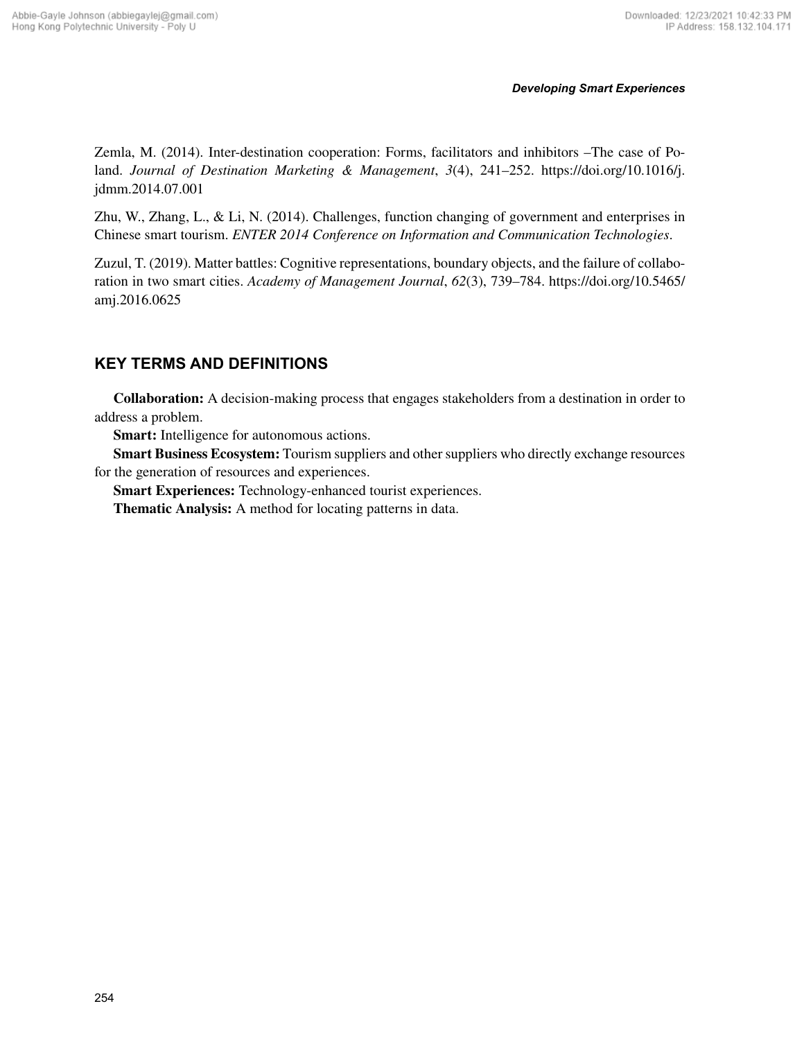Zemla, M. (2014). Inter-destination cooperation: Forms, facilitators and inhibitors –The case of Poland. *Journal of Destination Marketing & Management*, *3*(4), 241–252. https://doi.org/10.1016/j.jdmm.2014.07.001

Zhu, W., Zhang, L., & Li, N. (2014). Challenges, function changing of government and enterprises in Chinese smart tourism. *ENTER 2014 Conference on Information and Communication Technologies*.

Zuzul, T. (2019). Matter battles: Cognitive representations, boundary objects, and the failure of collaboration in two smart cities. *Academy of Management Journal*, *62*(3), 739–784. https://doi.org/10.5465/amj.2016.0625

## KEY TERMS AND DEFINITIONS

**Collaboration:** A decision-making process that engages stakeholders from a destination in order to address a problem.

**Smart:** Intelligence for autonomous actions.

**Smart Business Ecosystem:** Tourism suppliers and other suppliers who directly exchange resources for the generation of resources and experiences.

**Smart Experiences:** Technology-enhanced tourist experiences.

**Thematic Analysis:** A method for locating patterns in data.